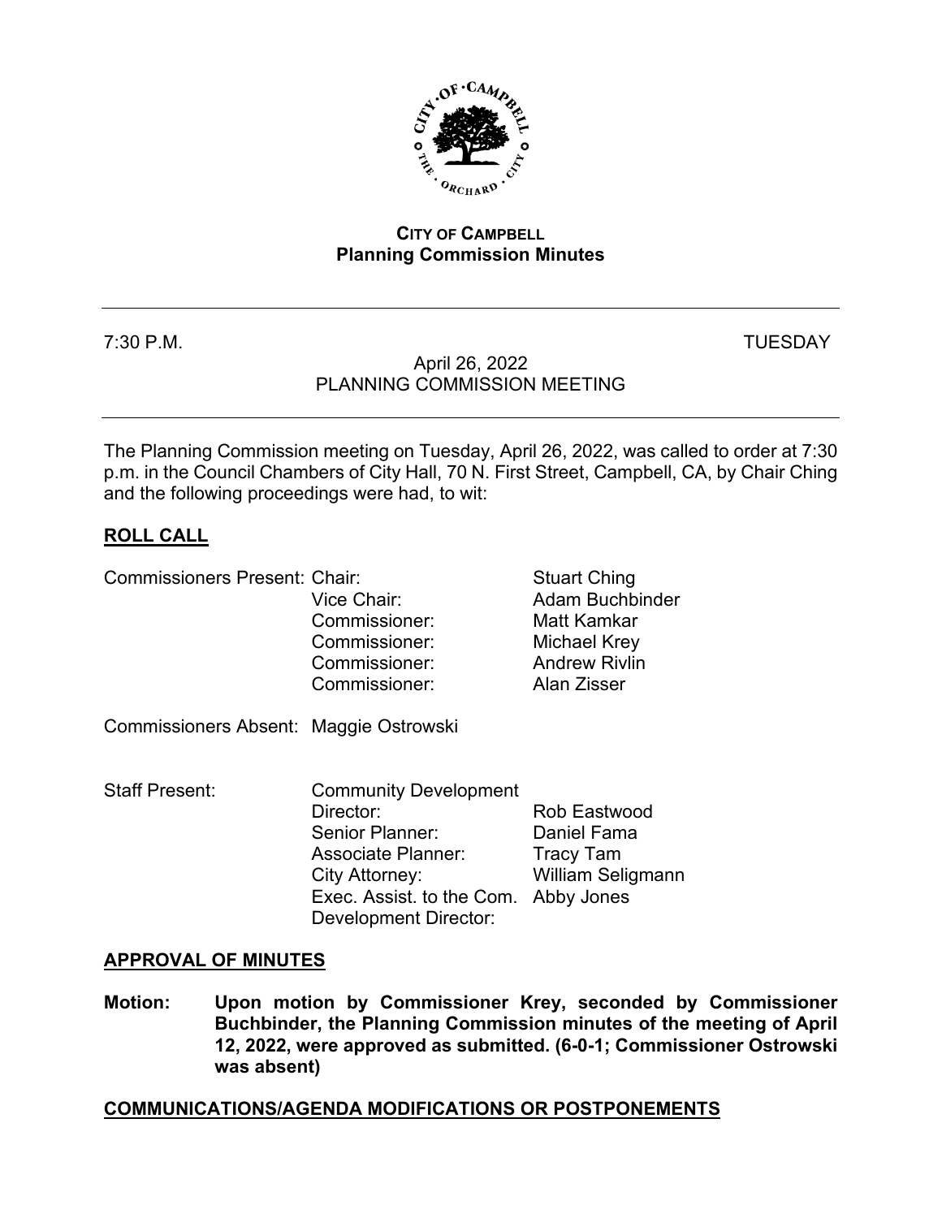**CITY OF CAMPBELL**
**Planning Commission Minutes**

---

7:30 P.M. TUESDAY

April 26, 2022
PLANNING COMMISSION MEETING

---

The Planning Commission meeting on Tuesday, April 26, 2022, was called to order at 7:30 p.m. in the Council Chambers of City Hall, 70 N. First Street, Campbell, CA, by Chair Ching and the following proceedings were had, to wit:

## ROLL CALL

| | | |
|---|---|---|
| Commissioners Present: | Chair: | Stuart Ching |
| | Vice Chair: | Adam Buchbinder |
| | Commissioner: | Matt Kamkar |
| | Commissioner: | Michael Krey |
| | Commissioner: | Andrew Rivlin |
| | Commissioner: | Alan Zisser |

Commissioners Absent: Maggie Ostrowski

| | | |
|---|---|---|
| Staff Present: | Community Development Director: | Rob Eastwood |
| | Senior Planner: | Daniel Fama |
| | Associate Planner: | Tracy Tam |
| | City Attorney: | William Seligmann |
| | Exec. Assist. to the Com. Development Director: | Abby Jones |

## APPROVAL OF MINUTES

**Motion: Upon motion by Commissioner Krey, seconded by Commissioner Buchbinder, the Planning Commission minutes of the meeting of April 12, 2022, were approved as submitted. (6-0-1; Commissioner Ostrowski was absent)**

## COMMUNICATIONS/AGENDA MODIFICATIONS OR POSTPONEMENTS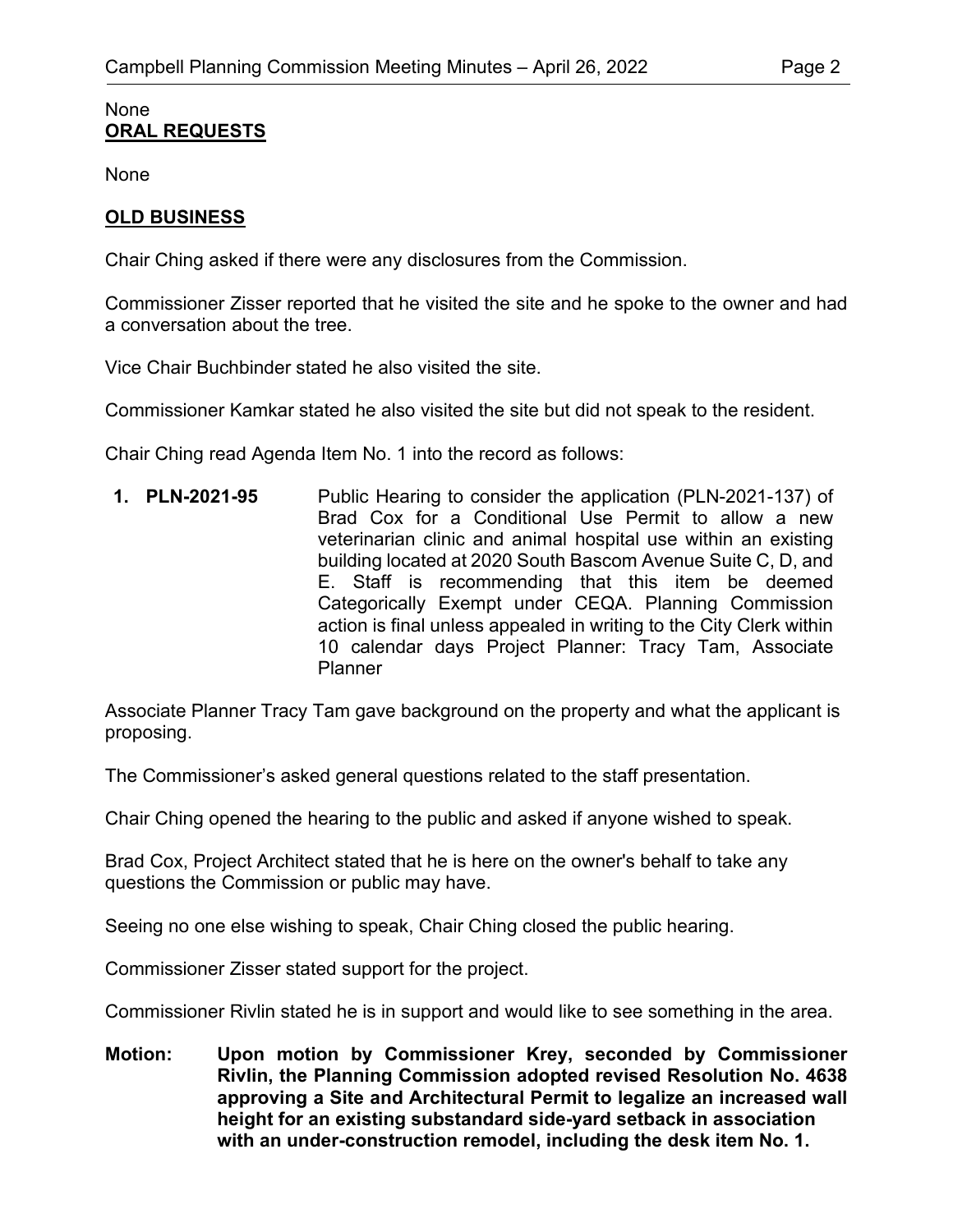None

**ORAL REQUESTS**

None

**OLD BUSINESS**

Chair Ching asked if there were any disclosures from the Commission.

Commissioner Zisser reported that he visited the site and he spoke to the owner and had a conversation about the tree.

Vice Chair Buchbinder stated he also visited the site.

Commissioner Kamkar stated he also visited the site but did not speak to the resident.

Chair Ching read Agenda Item No. 1 into the record as follows:

**1. PLN-2021-95** Public Hearing to consider the application (PLN-2021-137) of Brad Cox for a Conditional Use Permit to allow a new veterinarian clinic and animal hospital use within an existing building located at 2020 South Bascom Avenue Suite C, D, and E. Staff is recommending that this item be deemed Categorically Exempt under CEQA. Planning Commission action is final unless appealed in writing to the City Clerk within 10 calendar days Project Planner: Tracy Tam, Associate Planner

Associate Planner Tracy Tam gave background on the property and what the applicant is proposing.

The Commissioner's asked general questions related to the staff presentation.

Chair Ching opened the hearing to the public and asked if anyone wished to speak.

Brad Cox, Project Architect stated that he is here on the owner's behalf to take any questions the Commission or public may have.

Seeing no one else wishing to speak, Chair Ching closed the public hearing.

Commissioner Zisser stated support for the project.

Commissioner Rivlin stated he is in support and would like to see something in the area.

**Motion: Upon motion by Commissioner Krey, seconded by Commissioner Rivlin, the Planning Commission adopted revised Resolution No. 4638 approving a Site and Architectural Permit to legalize an increased wall height for an existing substandard side-yard setback in association with an under-construction remodel, including the desk item No. 1.**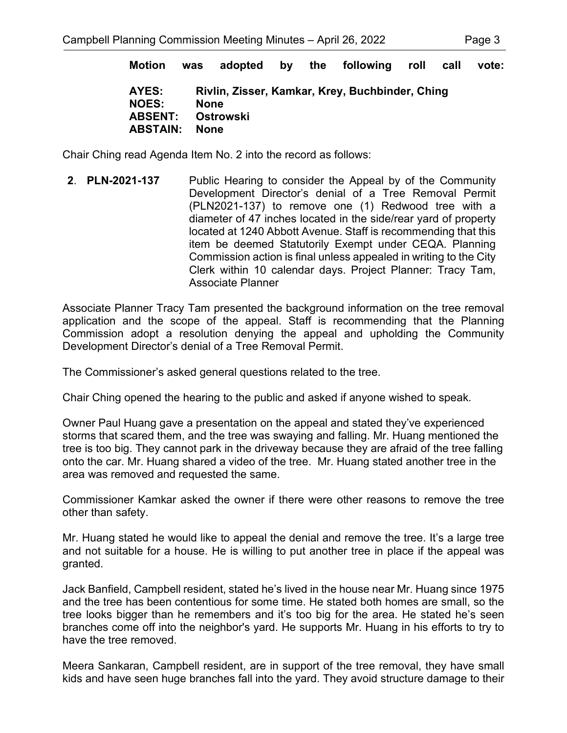**Motion was adopted by the following roll call vote:**

**AYES:** Rivlin, Zisser, Kamkar, Krey, Buchbinder, Ching
**NOES:** None
**ABSENT:** Ostrowski
**ABSTAIN:** None

Chair Ching read Agenda Item No. 2 into the record as follows:

**2. PLN-2021-137** Public Hearing to consider the Appeal by of the Community Development Director's denial of a Tree Removal Permit (PLN2021-137) to remove one (1) Redwood tree with a diameter of 47 inches located in the side/rear yard of property located at 1240 Abbott Avenue. Staff is recommending that this item be deemed Statutorily Exempt under CEQA. Planning Commission action is final unless appealed in writing to the City Clerk within 10 calendar days. Project Planner: Tracy Tam, Associate Planner

Associate Planner Tracy Tam presented the background information on the tree removal application and the scope of the appeal. Staff is recommending that the Planning Commission adopt a resolution denying the appeal and upholding the Community Development Director's denial of a Tree Removal Permit.

The Commissioner's asked general questions related to the tree.

Chair Ching opened the hearing to the public and asked if anyone wished to speak.

Owner Paul Huang gave a presentation on the appeal and stated they've experienced storms that scared them, and the tree was swaying and falling. Mr. Huang mentioned the tree is too big. They cannot park in the driveway because they are afraid of the tree falling onto the car. Mr. Huang shared a video of the tree. Mr. Huang stated another tree in the area was removed and requested the same.

Commissioner Kamkar asked the owner if there were other reasons to remove the tree other than safety.

Mr. Huang stated he would like to appeal the denial and remove the tree. It's a large tree and not suitable for a house. He is willing to put another tree in place if the appeal was granted.

Jack Banfield, Campbell resident, stated he's lived in the house near Mr. Huang since 1975 and the tree has been contentious for some time. He stated both homes are small, so the tree looks bigger than he remembers and it's too big for the area. He stated he's seen branches come off into the neighbor's yard. He supports Mr. Huang in his efforts to try to have the tree removed.

Meera Sankaran, Campbell resident, are in support of the tree removal, they have small kids and have seen huge branches fall into the yard. They avoid structure damage to their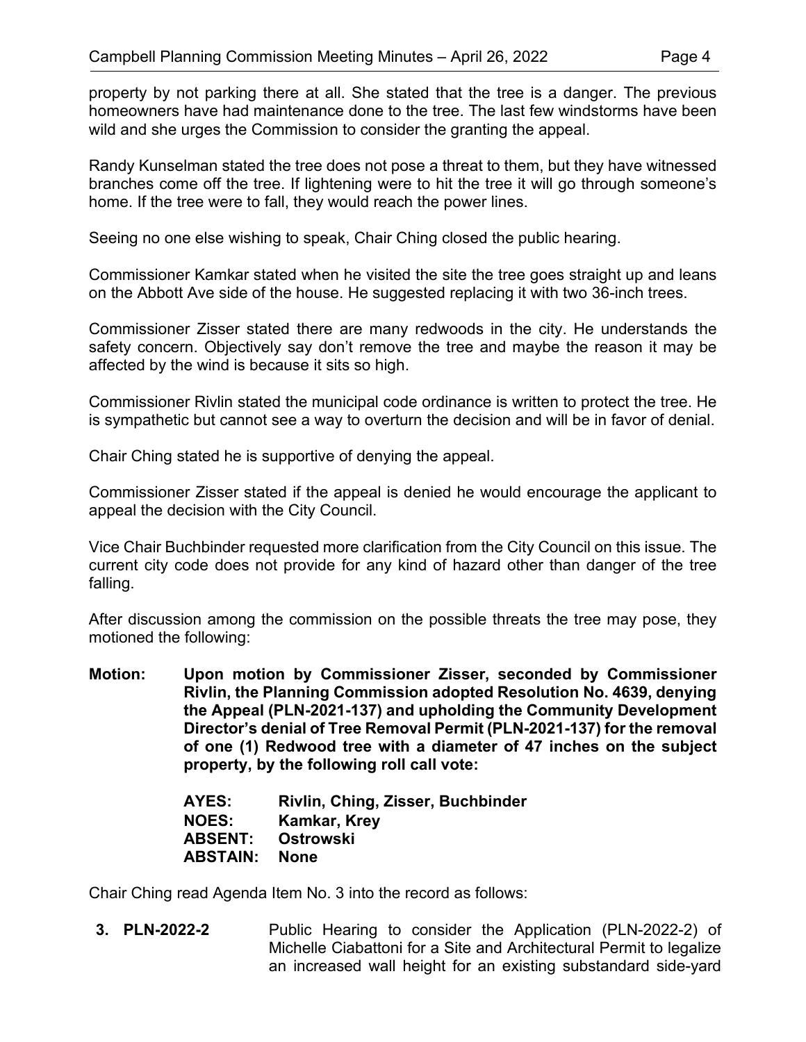property by not parking there at all. She stated that the tree is a danger. The previous homeowners have had maintenance done to the tree. The last few windstorms have been wild and she urges the Commission to consider the granting the appeal.

Randy Kunselman stated the tree does not pose a threat to them, but they have witnessed branches come off the tree. If lightening were to hit the tree it will go through someone's home. If the tree were to fall, they would reach the power lines.

Seeing no one else wishing to speak, Chair Ching closed the public hearing.

Commissioner Kamkar stated when he visited the site the tree goes straight up and leans on the Abbott Ave side of the house. He suggested replacing it with two 36-inch trees.

Commissioner Zisser stated there are many redwoods in the city. He understands the safety concern. Objectively say don't remove the tree and maybe the reason it may be affected by the wind is because it sits so high.

Commissioner Rivlin stated the municipal code ordinance is written to protect the tree. He is sympathetic but cannot see a way to overturn the decision and will be in favor of denial.

Chair Ching stated he is supportive of denying the appeal.

Commissioner Zisser stated if the appeal is denied he would encourage the applicant to appeal the decision with the City Council.

Vice Chair Buchbinder requested more clarification from the City Council on this issue. The current city code does not provide for any kind of hazard other than danger of the tree falling.

After discussion among the commission on the possible threats the tree may pose, they motioned the following:

**Motion: Upon motion by Commissioner Zisser, seconded by Commissioner Rivlin, the Planning Commission adopted Resolution No. 4639, denying the Appeal (PLN-2021-137) and upholding the Community Development Director's denial of Tree Removal Permit (PLN-2021-137) for the removal of one (1) Redwood tree with a diameter of 47 inches on the subject property, by the following roll call vote:**

**AYES: Rivlin, Ching, Zisser, Buchbinder**
**NOES: Kamkar, Krey**
**ABSENT: Ostrowski**
**ABSTAIN: None**

Chair Ching read Agenda Item No. 3 into the record as follows:

**3. PLN-2022-2** Public Hearing to consider the Application (PLN-2022-2) of Michelle Ciabattoni for a Site and Architectural Permit to legalize an increased wall height for an existing substandard side-yard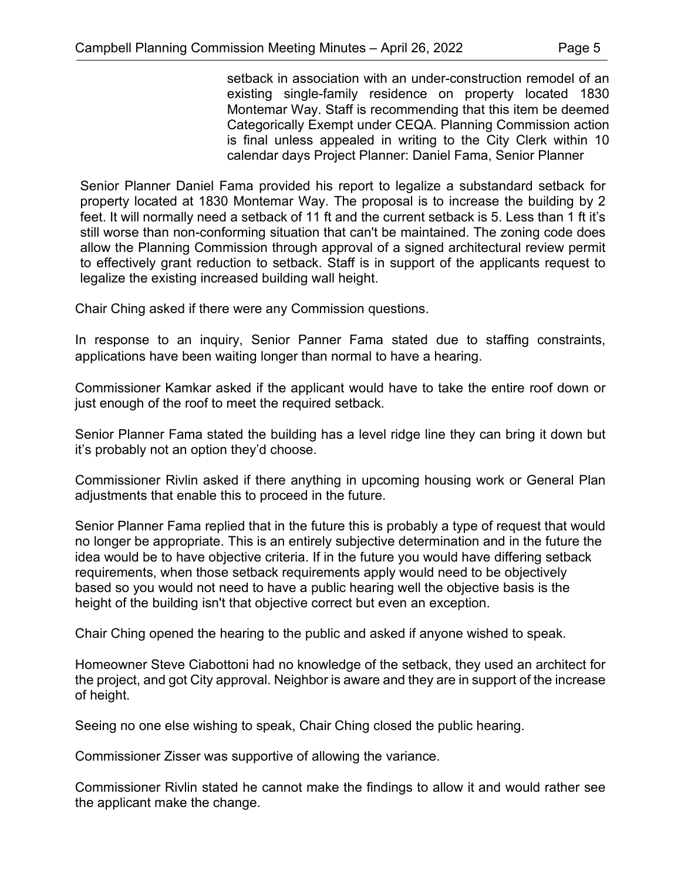setback in association with an under-construction remodel of an existing single-family residence on property located 1830 Montemar Way. Staff is recommending that this item be deemed Categorically Exempt under CEQA. Planning Commission action is final unless appealed in writing to the City Clerk within 10 calendar days Project Planner: Daniel Fama, Senior Planner

Senior Planner Daniel Fama provided his report to legalize a substandard setback for property located at 1830 Montemar Way. The proposal is to increase the building by 2 feet. It will normally need a setback of 11 ft and the current setback is 5. Less than 1 ft it's still worse than non-conforming situation that can't be maintained. The zoning code does allow the Planning Commission through approval of a signed architectural review permit to effectively grant reduction to setback. Staff is in support of the applicants request to legalize the existing increased building wall height.

Chair Ching asked if there were any Commission questions.

In response to an inquiry, Senior Panner Fama stated due to staffing constraints, applications have been waiting longer than normal to have a hearing.

Commissioner Kamkar asked if the applicant would have to take the entire roof down or just enough of the roof to meet the required setback.

Senior Planner Fama stated the building has a level ridge line they can bring it down but it's probably not an option they'd choose.

Commissioner Rivlin asked if there anything in upcoming housing work or General Plan adjustments that enable this to proceed in the future.

Senior Planner Fama replied that in the future this is probably a type of request that would no longer be appropriate. This is an entirely subjective determination and in the future the idea would be to have objective criteria. If in the future you would have differing setback requirements, when those setback requirements apply would need to be objectively based so you would not need to have a public hearing well the objective basis is the height of the building isn't that objective correct but even an exception.

Chair Ching opened the hearing to the public and asked if anyone wished to speak.

Homeowner Steve Ciabottoni had no knowledge of the setback, they used an architect for the project, and got City approval. Neighbor is aware and they are in support of the increase of height.

Seeing no one else wishing to speak, Chair Ching closed the public hearing.

Commissioner Zisser was supportive of allowing the variance.

Commissioner Rivlin stated he cannot make the findings to allow it and would rather see the applicant make the change.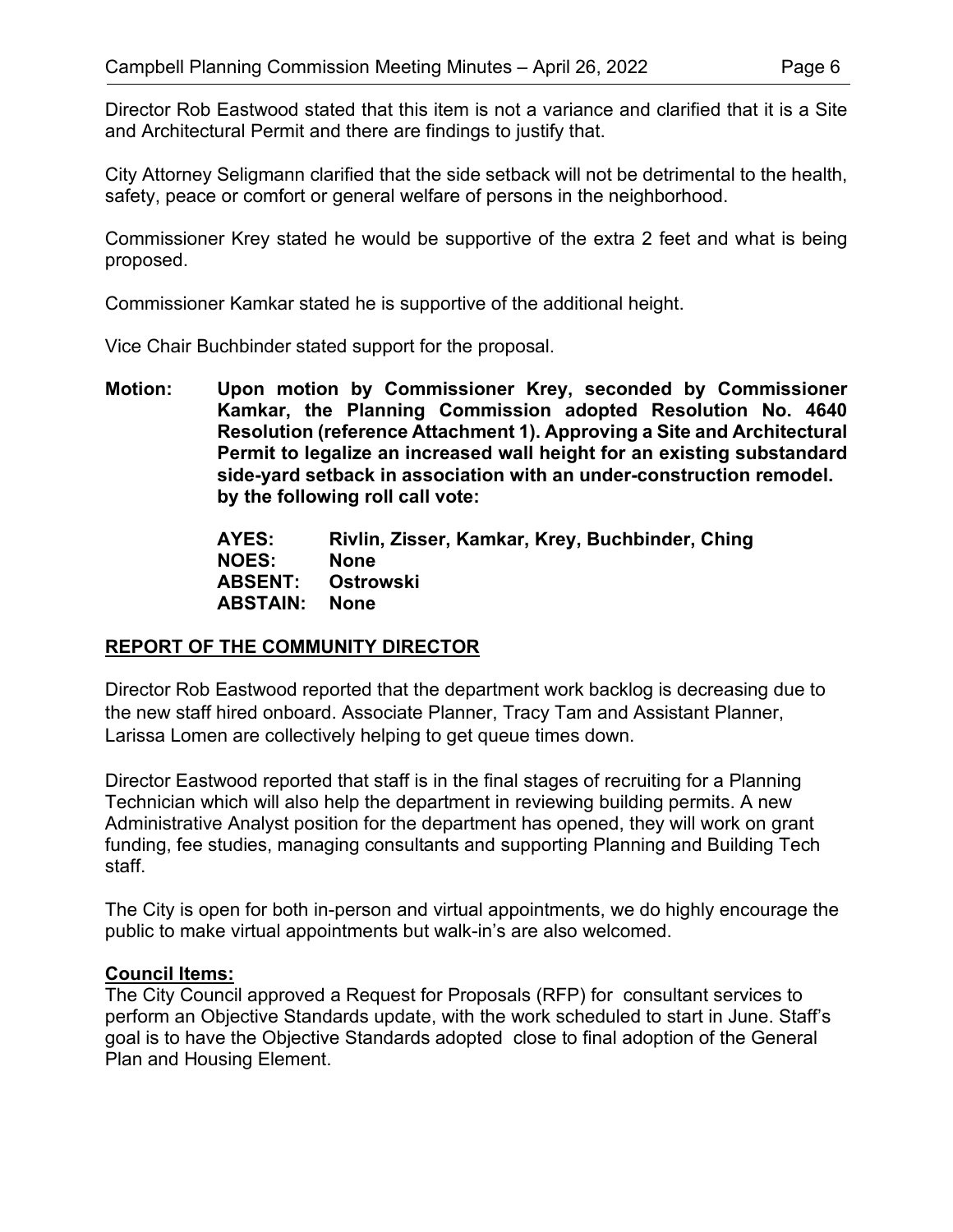Director Rob Eastwood stated that this item is not a variance and clarified that it is a Site and Architectural Permit and there are findings to justify that.

City Attorney Seligmann clarified that the side setback will not be detrimental to the health, safety, peace or comfort or general welfare of persons in the neighborhood.

Commissioner Krey stated he would be supportive of the extra 2 feet and what is being proposed.

Commissioner Kamkar stated he is supportive of the additional height.

Vice Chair Buchbinder stated support for the proposal.

**Motion: Upon motion by Commissioner Krey, seconded by Commissioner Kamkar, the Planning Commission adopted Resolution No. 4640 Resolution (reference Attachment 1). Approving a Site and Architectural Permit to legalize an increased wall height for an existing substandard side-yard setback in association with an under-construction remodel. by the following roll call vote:**

**AYES: Rivlin, Zisser, Kamkar, Krey, Buchbinder, Ching**
**NOES: None**
**ABSENT: Ostrowski**
**ABSTAIN: None**

## REPORT OF THE COMMUNITY DIRECTOR

Director Rob Eastwood reported that the department work backlog is decreasing due to the new staff hired onboard. Associate Planner, Tracy Tam and Assistant Planner, Larissa Lomen are collectively helping to get queue times down.

Director Eastwood reported that staff is in the final stages of recruiting for a Planning Technician which will also help the department in reviewing building permits. A new Administrative Analyst position for the department has opened, they will work on grant funding, fee studies, managing consultants and supporting Planning and Building Tech staff.

The City is open for both in-person and virtual appointments, we do highly encourage the public to make virtual appointments but walk-in's are also welcomed.

**Council Items:**

The City Council approved a Request for Proposals (RFP) for consultant services to perform an Objective Standards update, with the work scheduled to start in June. Staff's goal is to have the Objective Standards adopted close to final adoption of the General Plan and Housing Element.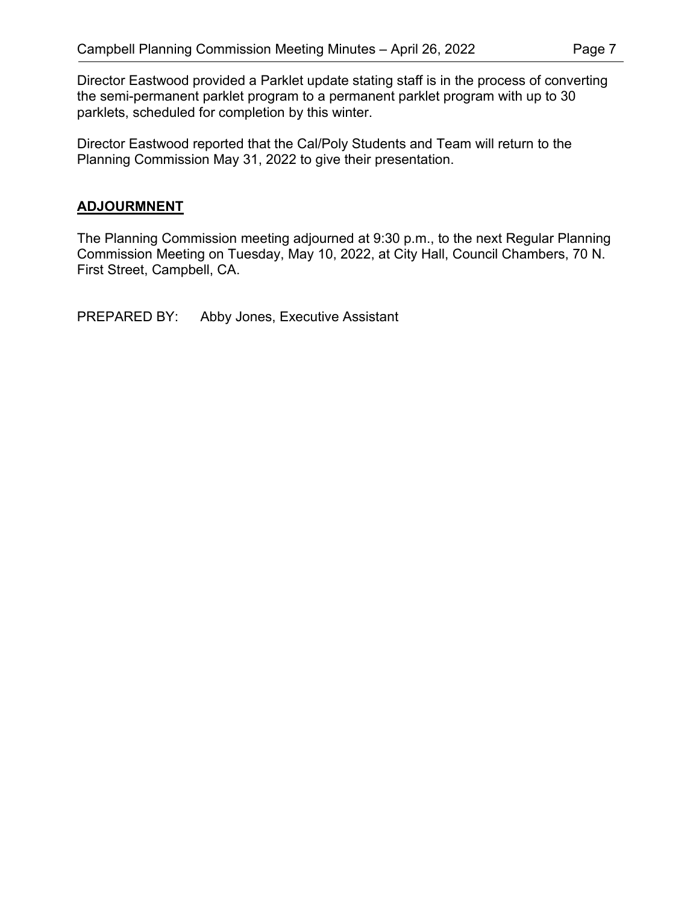Director Eastwood provided a Parklet update stating staff is in the process of converting the semi-permanent parklet program to a permanent parklet program with up to 30 parklets, scheduled for completion by this winter.

Director Eastwood reported that the Cal/Poly Students and Team will return to the Planning Commission May 31, 2022 to give their presentation.

## **ADJOURMNENT**

The Planning Commission meeting adjourned at 9:30 p.m., to the next Regular Planning Commission Meeting on Tuesday, May 10, 2022, at City Hall, Council Chambers, 70 N. First Street, Campbell, CA.

PREPARED BY: Abby Jones, Executive Assistant